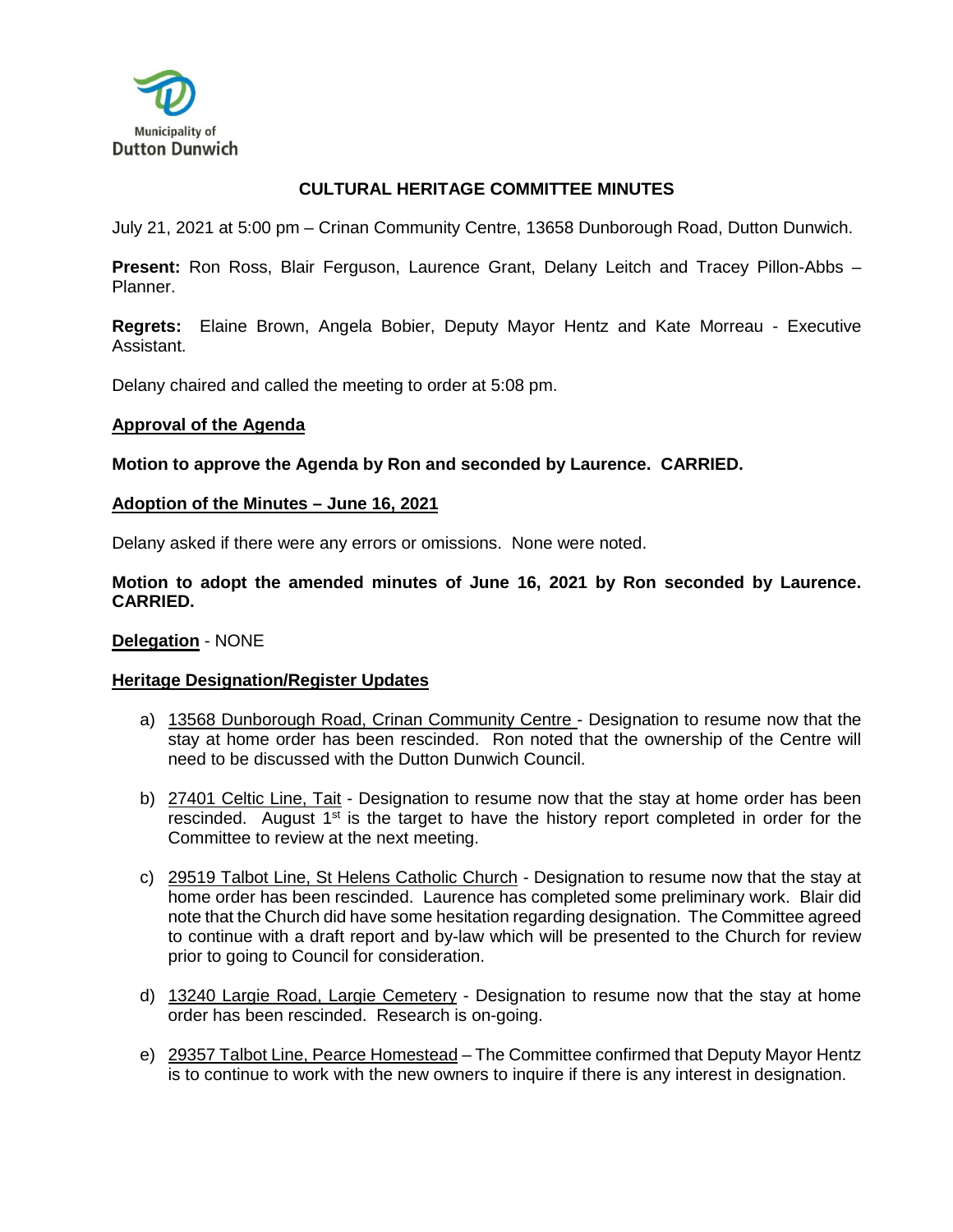Municipality of
Dutton Dunwich

# CULTURAL HERITAGE COMMITTEE MINUTES

July 21, 2021 at 5:00 pm – Crinan Community Centre, 13658 Dunborough Road, Dutton Dunwich.

**Present:** Ron Ross, Blair Ferguson, Laurence Grant, Delany Leitch and Tracey Pillon-Abbs – Planner.

**Regrets:** Elaine Brown, Angela Bobier, Deputy Mayor Hentz and Kate Morreau - Executive Assistant.

Delany chaired and called the meeting to order at 5:08 pm.

**Approval of the Agenda**

**Motion to approve the Agenda by Ron and seconded by Laurence. CARRIED.**

**Adoption of the Minutes – June 16, 2021**

Delany asked if there were any errors or omissions. None were noted.

**Motion to adopt the amended minutes of June 16, 2021 by Ron seconded by Laurence. CARRIED.**

**Delegation** - NONE

**Heritage Designation/Register Updates**

a) 13568 Dunborough Road, Crinan Community Centre - Designation to resume now that the stay at home order has been rescinded. Ron noted that the ownership of the Centre will need to be discussed with the Dutton Dunwich Council.

b) 27401 Celtic Line, Tait - Designation to resume now that the stay at home order has been rescinded. August 1st is the target to have the history report completed in order for the Committee to review at the next meeting.

c) 29519 Talbot Line, St Helens Catholic Church - Designation to resume now that the stay at home order has been rescinded. Laurence has completed some preliminary work. Blair did note that the Church did have some hesitation regarding designation. The Committee agreed to continue with a draft report and by-law which will be presented to the Church for review prior to going to Council for consideration.

d) 13240 Largie Road, Largie Cemetery - Designation to resume now that the stay at home order has been rescinded. Research is on-going.

e) 29357 Talbot Line, Pearce Homestead – The Committee confirmed that Deputy Mayor Hentz is to continue to work with the new owners to inquire if there is any interest in designation.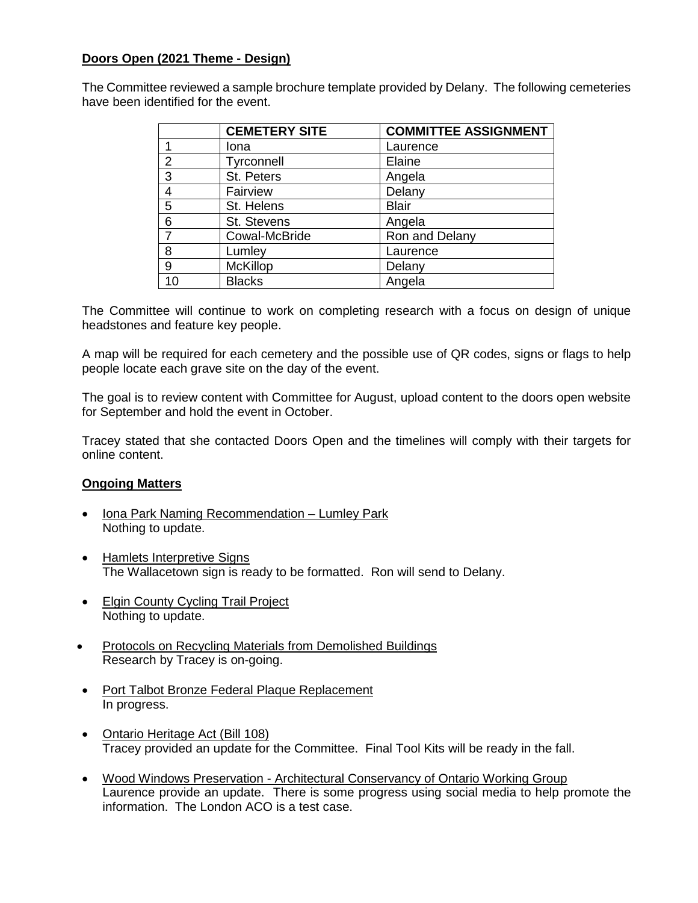**Doors Open (2021 Theme - Design)**

The Committee reviewed a sample brochure template provided by Delany. The following cemeteries have been identified for the event.

| | CEMETERY SITE | COMMITTEE ASSIGNMENT |
|---|---|---|
| 1 | Iona | Laurence |
| 2 | Tyrconnell | Elaine |
| 3 | St. Peters | Angela |
| 4 | Fairview | Delany |
| 5 | St. Helens | Blair |
| 6 | St. Stevens | Angela |
| 7 | Cowal-McBride | Ron and Delany |
| 8 | Lumley | Laurence |
| 9 | McKillop | Delany |
| 10 | Blacks | Angela |

The Committee will continue to work on completing research with a focus on design of unique headstones and feature key people.

A map will be required for each cemetery and the possible use of QR codes, signs or flags to help people locate each grave site on the day of the event.

The goal is to review content with Committee for August, upload content to the doors open website for September and hold the event in October.

Tracey stated that she contacted Doors Open and the timelines will comply with their targets for online content.

**Ongoing Matters**

- Iona Park Naming Recommendation – Lumley Park
  Nothing to update.
- Hamlets Interpretive Signs
  The Wallacetown sign is ready to be formatted. Ron will send to Delany.
- Elgin County Cycling Trail Project
  Nothing to update.
- Protocols on Recycling Materials from Demolished Buildings
  Research by Tracey is on-going.
- Port Talbot Bronze Federal Plaque Replacement
  In progress.
- Ontario Heritage Act (Bill 108)
  Tracey provided an update for the Committee. Final Tool Kits will be ready in the fall.
- Wood Windows Preservation - Architectural Conservancy of Ontario Working Group
  Laurence provide an update. There is some progress using social media to help promote the information. The London ACO is a test case.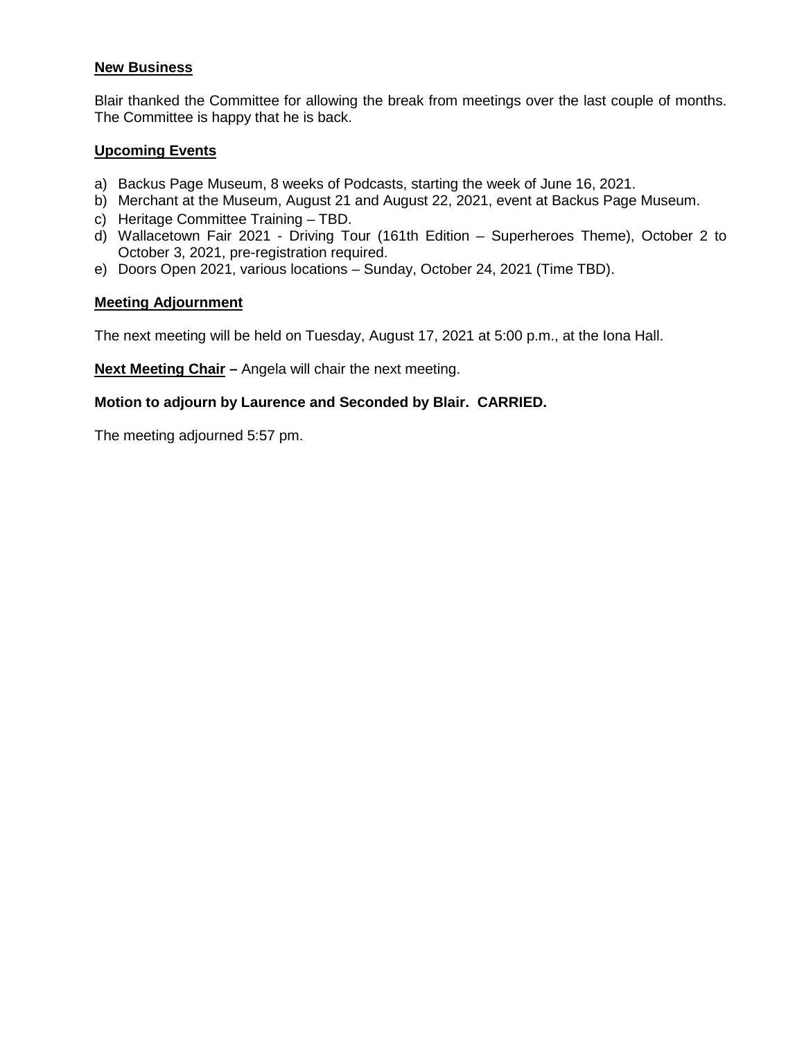**New Business**

Blair thanked the Committee for allowing the break from meetings over the last couple of months. The Committee is happy that he is back.

**Upcoming Events**

a) Backus Page Museum, 8 weeks of Podcasts, starting the week of June 16, 2021.
b) Merchant at the Museum, August 21 and August 22, 2021, event at Backus Page Museum.
c) Heritage Committee Training – TBD.
d) Wallacetown Fair 2021 - Driving Tour (161th Edition – Superheroes Theme), October 2 to October 3, 2021, pre-registration required.
e) Doors Open 2021, various locations – Sunday, October 24, 2021 (Time TBD).

**Meeting Adjournment**

The next meeting will be held on Tuesday, August 17, 2021 at 5:00 p.m., at the Iona Hall.

**Next Meeting Chair –** Angela will chair the next meeting.

**Motion to adjourn by Laurence and Seconded by Blair. CARRIED.**

The meeting adjourned 5:57 pm.